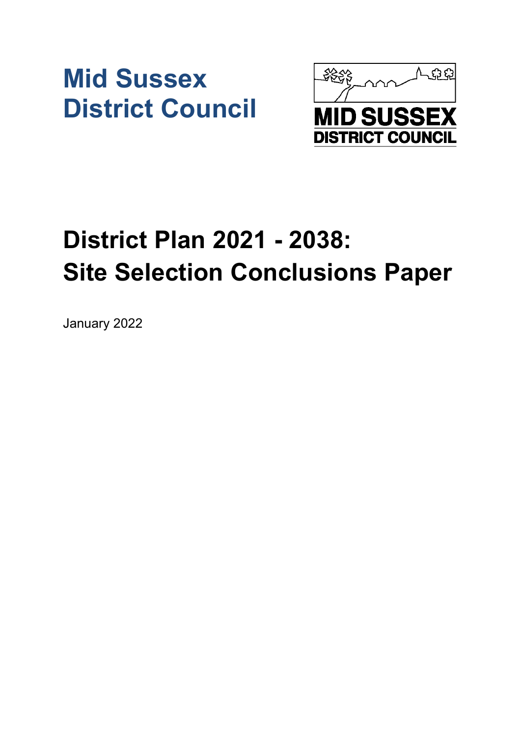# Mid Sussex District Council

MID SUSSEX
DISTRICT COUNCIL

# District Plan 2021 - 2038: Site Selection Conclusions Paper

January 2022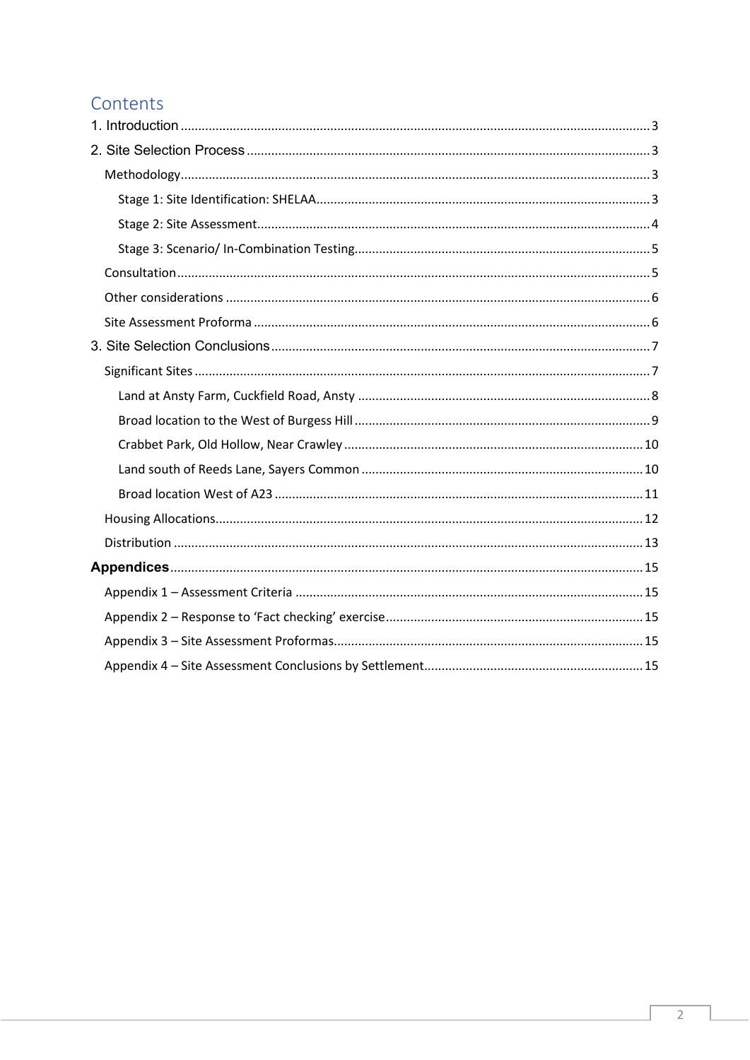# Contents

1. Introduction ..... 3

2. Site Selection Process ..... 3

- Methodology ..... 3
  - Stage 1: Site Identification: SHELAA ..... 3
  - Stage 2: Site Assessment ..... 4
  - Stage 3: Scenario/ In-Combination Testing ..... 5
- Consultation ..... 5
- Other considerations ..... 6
- Site Assessment Proforma ..... 6

3. Site Selection Conclusions ..... 7

- Significant Sites ..... 7
  - Land at Ansty Farm, Cuckfield Road, Ansty ..... 8
  - Broad location to the West of Burgess Hill ..... 9
  - Crabbet Park, Old Hollow, Near Crawley ..... 10
  - Land south of Reeds Lane, Sayers Common ..... 10
  - Broad location West of A23 ..... 11
- Housing Allocations ..... 12
- Distribution ..... 13

**Appendices** ..... 15

- Appendix 1 – Assessment Criteria ..... 15
- Appendix 2 – Response to 'Fact checking' exercise ..... 15
- Appendix 3 – Site Assessment Proformas ..... 15
- Appendix 4 – Site Assessment Conclusions by Settlement ..... 15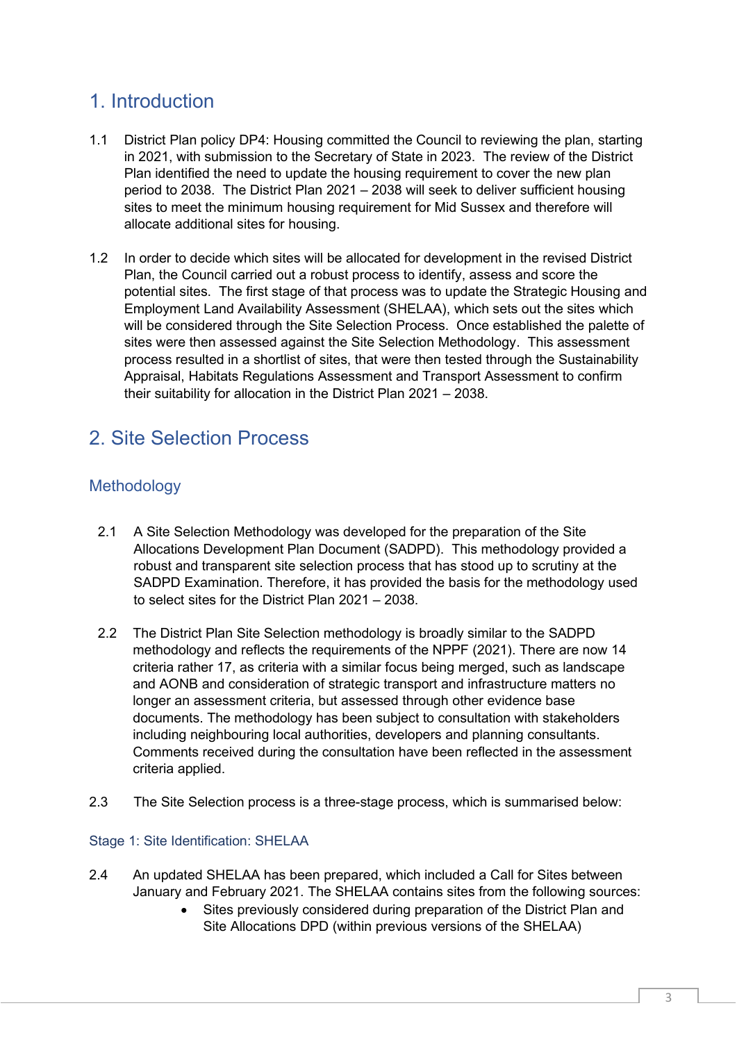# 1. Introduction

1.1 District Plan policy DP4: Housing committed the Council to reviewing the plan, starting in 2021, with submission to the Secretary of State in 2023. The review of the District Plan identified the need to update the housing requirement to cover the new plan period to 2038. The District Plan 2021 – 2038 will seek to deliver sufficient housing sites to meet the minimum housing requirement for Mid Sussex and therefore will allocate additional sites for housing.

1.2 In order to decide which sites will be allocated for development in the revised District Plan, the Council carried out a robust process to identify, assess and score the potential sites. The first stage of that process was to update the Strategic Housing and Employment Land Availability Assessment (SHELAA), which sets out the sites which will be considered through the Site Selection Process. Once established the palette of sites were then assessed against the Site Selection Methodology. This assessment process resulted in a shortlist of sites, that were then tested through the Sustainability Appraisal, Habitats Regulations Assessment and Transport Assessment to confirm their suitability for allocation in the District Plan 2021 – 2038.

# 2. Site Selection Process

## Methodology

2.1 A Site Selection Methodology was developed for the preparation of the Site Allocations Development Plan Document (SADPD). This methodology provided a robust and transparent site selection process that has stood up to scrutiny at the SADPD Examination. Therefore, it has provided the basis for the methodology used to select sites for the District Plan 2021 – 2038.

2.2 The District Plan Site Selection methodology is broadly similar to the SADPD methodology and reflects the requirements of the NPPF (2021). There are now 14 criteria rather 17, as criteria with a similar focus being merged, such as landscape and AONB and consideration of strategic transport and infrastructure matters no longer an assessment criteria, but assessed through other evidence base documents. The methodology has been subject to consultation with stakeholders including neighbouring local authorities, developers and planning consultants. Comments received during the consultation have been reflected in the assessment criteria applied.

2.3 The Site Selection process is a three-stage process, which is summarised below:

### Stage 1: Site Identification: SHELAA

2.4 An updated SHELAA has been prepared, which included a Call for Sites between January and February 2021. The SHELAA contains sites from the following sources:

- Sites previously considered during preparation of the District Plan and Site Allocations DPD (within previous versions of the SHELAA)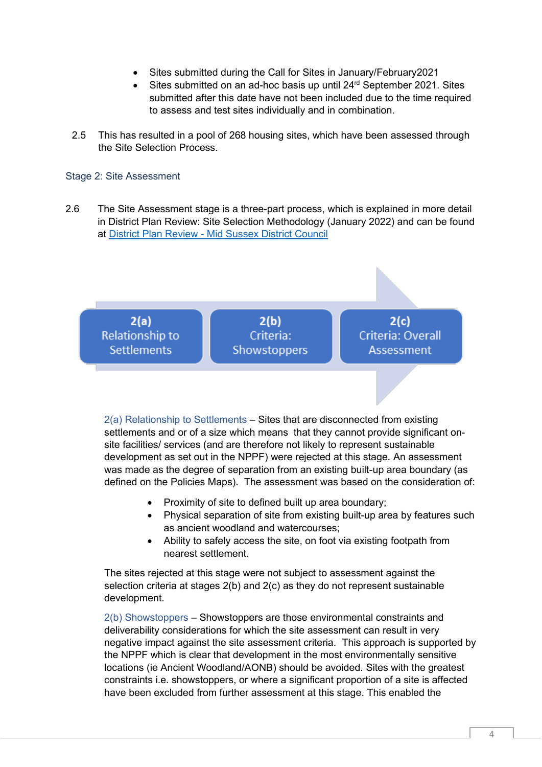- Sites submitted during the Call for Sites in January/February2021
- Sites submitted on an ad-hoc basis up until 24rd September 2021. Sites submitted after this date have not been included due to the time required to assess and test sites individually and in combination.

2.5 This has resulted in a pool of 268 housing sites, which have been assessed through the Site Selection Process.

### Stage 2: Site Assessment

2.6 The Site Assessment stage is a three-part process, which is explained in more detail in District Plan Review: Site Selection Methodology (January 2022) and can be found at [District Plan Review - Mid Sussex District Council]()

**2(a)** Relationship to Settlements → **2(b)** Criteria: Showstoppers → **2(c)** Criteria: Overall Assessment

2(a) Relationship to Settlements – Sites that are disconnected from existing settlements and or of a size which means that they cannot provide significant on-site facilities/ services (and are therefore not likely to represent sustainable development as set out in the NPPF) were rejected at this stage. An assessment was made as the degree of separation from an existing built-up area boundary (as defined on the Policies Maps). The assessment was based on the consideration of:

- Proximity of site to defined built up area boundary;
- Physical separation of site from existing built-up area by features such as ancient woodland and watercourses;
- Ability to safely access the site, on foot via existing footpath from nearest settlement.

The sites rejected at this stage were not subject to assessment against the selection criteria at stages 2(b) and 2(c) as they do not represent sustainable development.

2(b) Showstoppers – Showstoppers are those environmental constraints and deliverability considerations for which the site assessment can result in very negative impact against the site assessment criteria. This approach is supported by the NPPF which is clear that development in the most environmentally sensitive locations (ie Ancient Woodland/AONB) should be avoided. Sites with the greatest constraints i.e. showstoppers, or where a significant proportion of a site is affected have been excluded from further assessment at this stage. This enabled the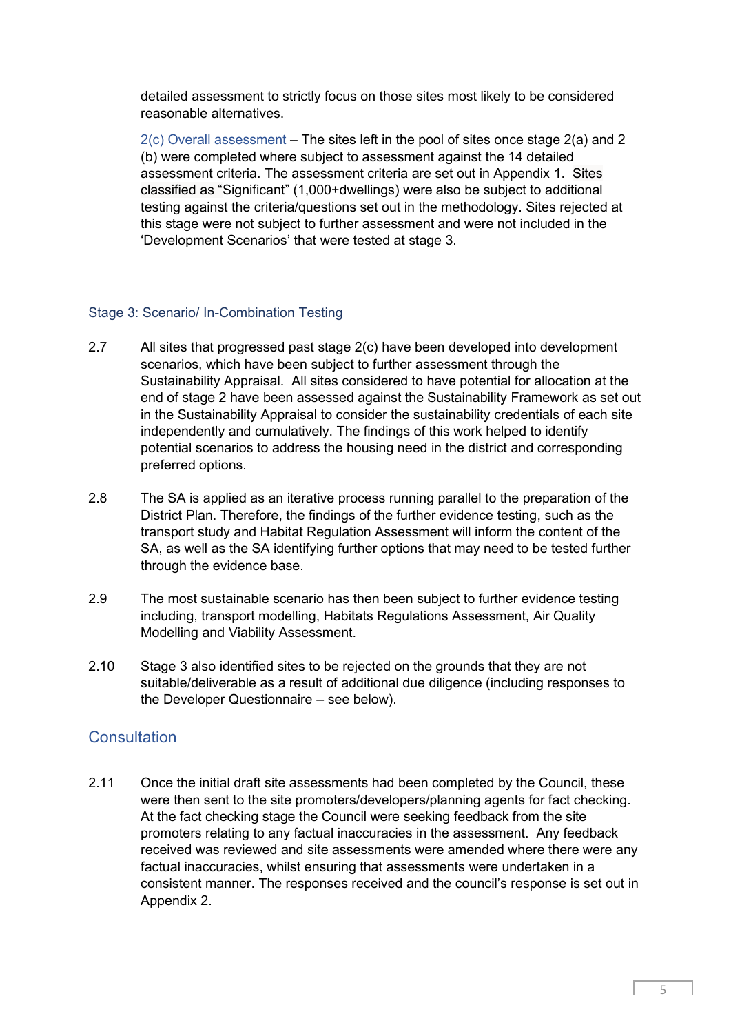detailed assessment to strictly focus on those sites most likely to be considered reasonable alternatives.

2(c) Overall assessment – The sites left in the pool of sites once stage 2(a) and 2 (b) were completed where subject to assessment against the 14 detailed assessment criteria. The assessment criteria are set out in Appendix 1. Sites classified as "Significant" (1,000+dwellings) were also be subject to additional testing against the criteria/questions set out in the methodology. Sites rejected at this stage were not subject to further assessment and were not included in the 'Development Scenarios' that were tested at stage 3.

### Stage 3: Scenario/ In-Combination Testing

2.7 All sites that progressed past stage 2(c) have been developed into development scenarios, which have been subject to further assessment through the Sustainability Appraisal. All sites considered to have potential for allocation at the end of stage 2 have been assessed against the Sustainability Framework as set out in the Sustainability Appraisal to consider the sustainability credentials of each site independently and cumulatively. The findings of this work helped to identify potential scenarios to address the housing need in the district and corresponding preferred options.

2.8 The SA is applied as an iterative process running parallel to the preparation of the District Plan. Therefore, the findings of the further evidence testing, such as the transport study and Habitat Regulation Assessment will inform the content of the SA, as well as the SA identifying further options that may need to be tested further through the evidence base.

2.9 The most sustainable scenario has then been subject to further evidence testing including, transport modelling, Habitats Regulations Assessment, Air Quality Modelling and Viability Assessment.

2.10 Stage 3 also identified sites to be rejected on the grounds that they are not suitable/deliverable as a result of additional due diligence (including responses to the Developer Questionnaire – see below).

## Consultation

2.11 Once the initial draft site assessments had been completed by the Council, these were then sent to the site promoters/developers/planning agents for fact checking. At the fact checking stage the Council were seeking feedback from the site promoters relating to any factual inaccuracies in the assessment. Any feedback received was reviewed and site assessments were amended where there were any factual inaccuracies, whilst ensuring that assessments were undertaken in a consistent manner. The responses received and the council's response is set out in Appendix 2.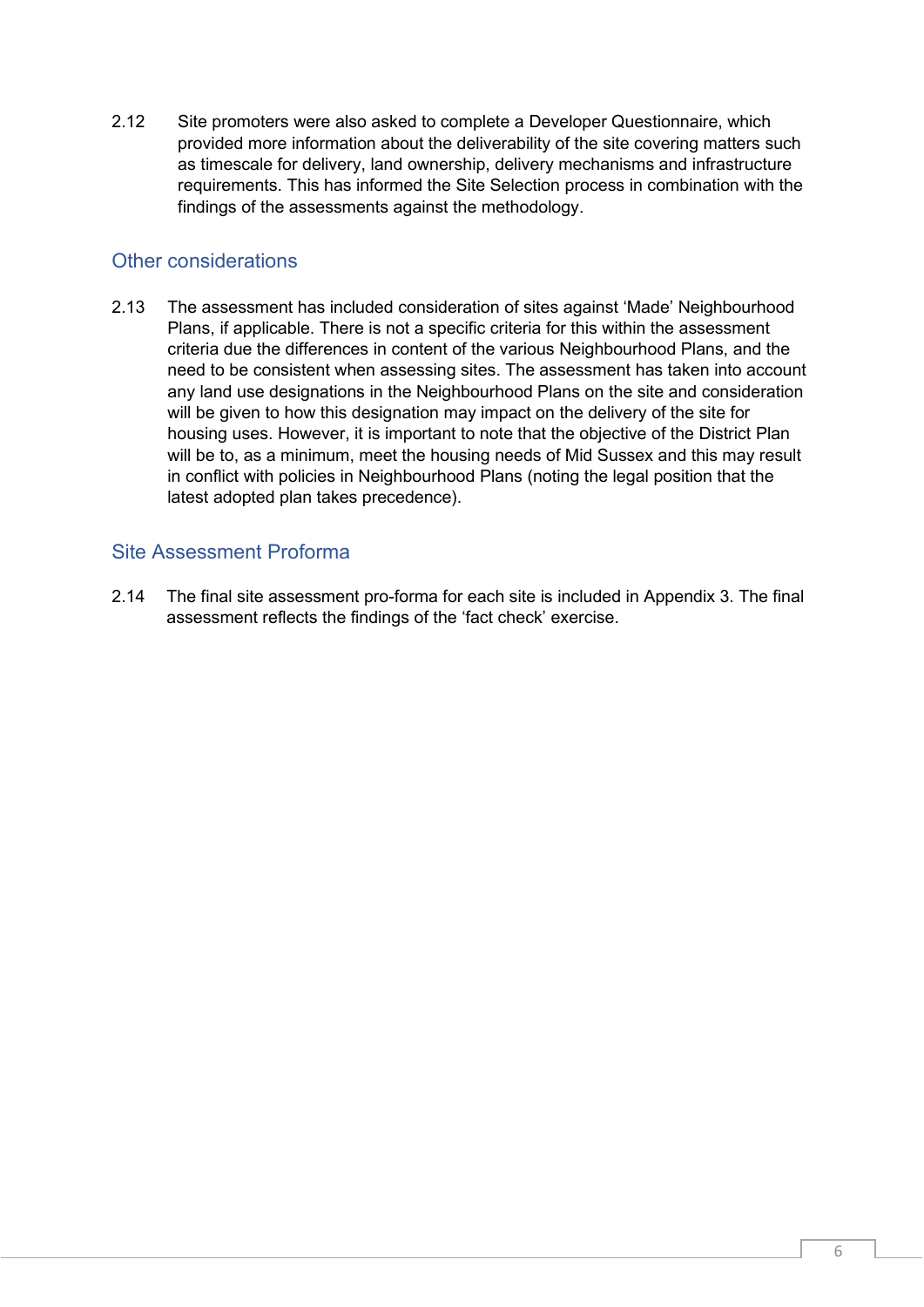2.12 Site promoters were also asked to complete a Developer Questionnaire, which provided more information about the deliverability of the site covering matters such as timescale for delivery, land ownership, delivery mechanisms and infrastructure requirements. This has informed the Site Selection process in combination with the findings of the assessments against the methodology.

## Other considerations

2.13 The assessment has included consideration of sites against 'Made' Neighbourhood Plans, if applicable. There is not a specific criteria for this within the assessment criteria due the differences in content of the various Neighbourhood Plans, and the need to be consistent when assessing sites. The assessment has taken into account any land use designations in the Neighbourhood Plans on the site and consideration will be given to how this designation may impact on the delivery of the site for housing uses. However, it is important to note that the objective of the District Plan will be to, as a minimum, meet the housing needs of Mid Sussex and this may result in conflict with policies in Neighbourhood Plans (noting the legal position that the latest adopted plan takes precedence).

## Site Assessment Proforma

2.14 The final site assessment pro-forma for each site is included in Appendix 3. The final assessment reflects the findings of the 'fact check' exercise.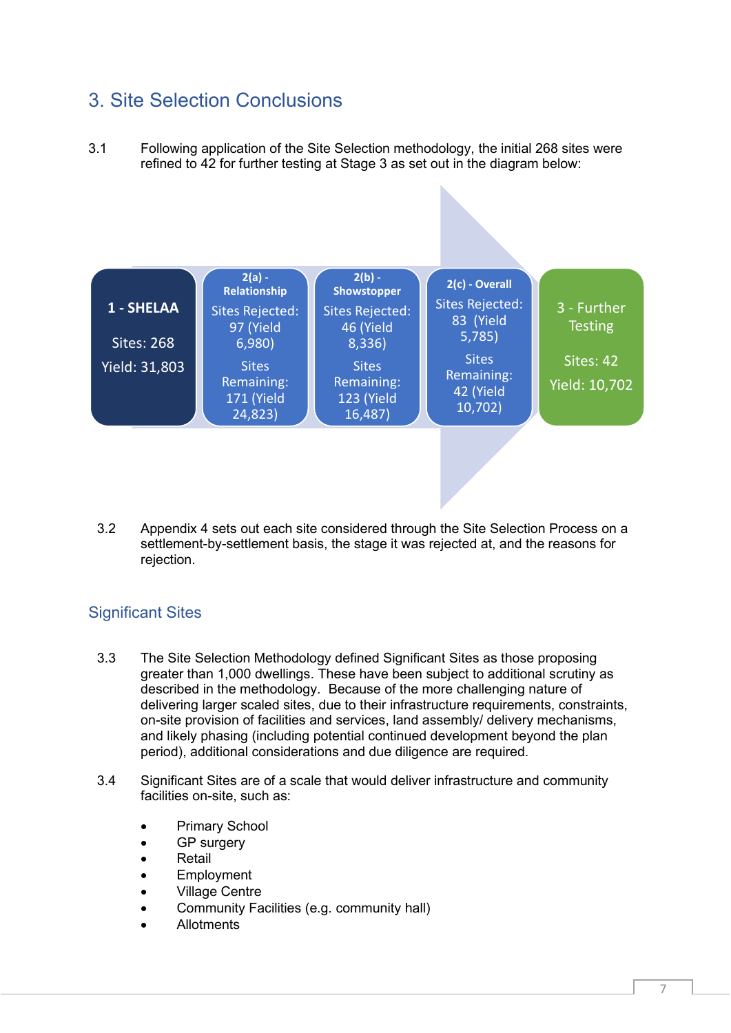# 3. Site Selection Conclusions

3.1 Following application of the Site Selection methodology, the initial 268 sites were refined to 42 for further testing at Stage 3 as set out in the diagram below:

| 1 - SHELAA | 2(a) - Relationship | 2(b) - Showstopper | 2(c) - Overall | 3 - Further Testing |
|---|---|---|---|---|
| Sites: 268 | Sites Rejected: 97 (Yield 6,980) | Sites Rejected: 46 (Yield 8,336) | Sites Rejected: 83 (Yield 5,785) | Sites: 42 |
| Yield: 31,803 | Sites Remaining: 171 (Yield 24,823) | Sites Remaining: 123 (Yield 16,487) | Sites Remaining: 42 (Yield 10,702) | Yield: 10,702 |

3.2 Appendix 4 sets out each site considered through the Site Selection Process on a settlement-by-settlement basis, the stage it was rejected at, and the reasons for rejection.

## Significant Sites

3.3 The Site Selection Methodology defined Significant Sites as those proposing greater than 1,000 dwellings. These have been subject to additional scrutiny as described in the methodology. Because of the more challenging nature of delivering larger scaled sites, due to their infrastructure requirements, constraints, on-site provision of facilities and services, land assembly/ delivery mechanisms, and likely phasing (including potential continued development beyond the plan period), additional considerations and due diligence are required.

3.4 Significant Sites are of a scale that would deliver infrastructure and community facilities on-site, such as:

- Primary School
- GP surgery
- Retail
- Employment
- Village Centre
- Community Facilities (e.g. community hall)
- Allotments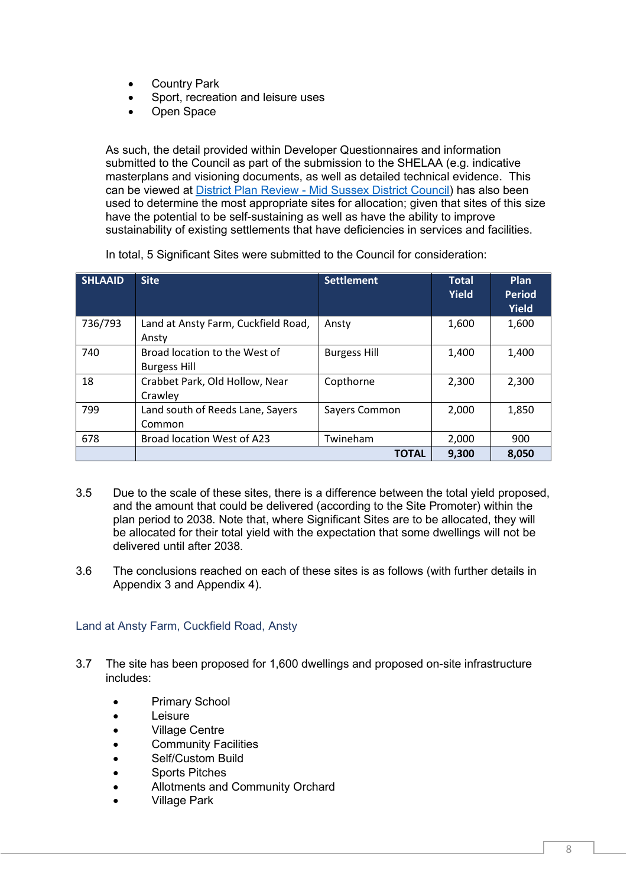- Country Park
- Sport, recreation and leisure uses
- Open Space

As such, the detail provided within Developer Questionnaires and information submitted to the Council as part of the submission to the SHELAA (e.g. indicative masterplans and visioning documents, as well as detailed technical evidence. This can be viewed at [District Plan Review - Mid Sussex District Council](District Plan Review - Mid Sussex District Council)) has also been used to determine the most appropriate sites for allocation; given that sites of this size have the potential to be self-sustaining as well as have the ability to improve sustainability of existing settlements that have deficiencies in services and facilities.

In total, 5 Significant Sites were submitted to the Council for consideration:

| SHLAAID | Site | Settlement | Total Yield | Plan Period Yield |
|---|---|---|---|---|
| 736/793 | Land at Ansty Farm, Cuckfield Road, Ansty | Ansty | 1,600 | 1,600 |
| 740 | Broad location to the West of Burgess Hill | Burgess Hill | 1,400 | 1,400 |
| 18 | Crabbet Park, Old Hollow, Near Crawley | Copthorne | 2,300 | 2,300 |
| 799 | Land south of Reeds Lane, Sayers Common | Sayers Common | 2,000 | 1,850 |
| 678 | Broad location West of A23 | Twineham | 2,000 | 900 |
| | | **TOTAL** | **9,300** | **8,050** |

3.5 Due to the scale of these sites, there is a difference between the total yield proposed, and the amount that could be delivered (according to the Site Promoter) within the plan period to 2038. Note that, where Significant Sites are to be allocated, they will be allocated for their total yield with the expectation that some dwellings will not be delivered until after 2038.

3.6 The conclusions reached on each of these sites is as follows (with further details in Appendix 3 and Appendix 4).

### Land at Ansty Farm, Cuckfield Road, Ansty

3.7 The site has been proposed for 1,600 dwellings and proposed on-site infrastructure includes:

- Primary School
- Leisure
- Village Centre
- Community Facilities
- Self/Custom Build
- Sports Pitches
- Allotments and Community Orchard
- Village Park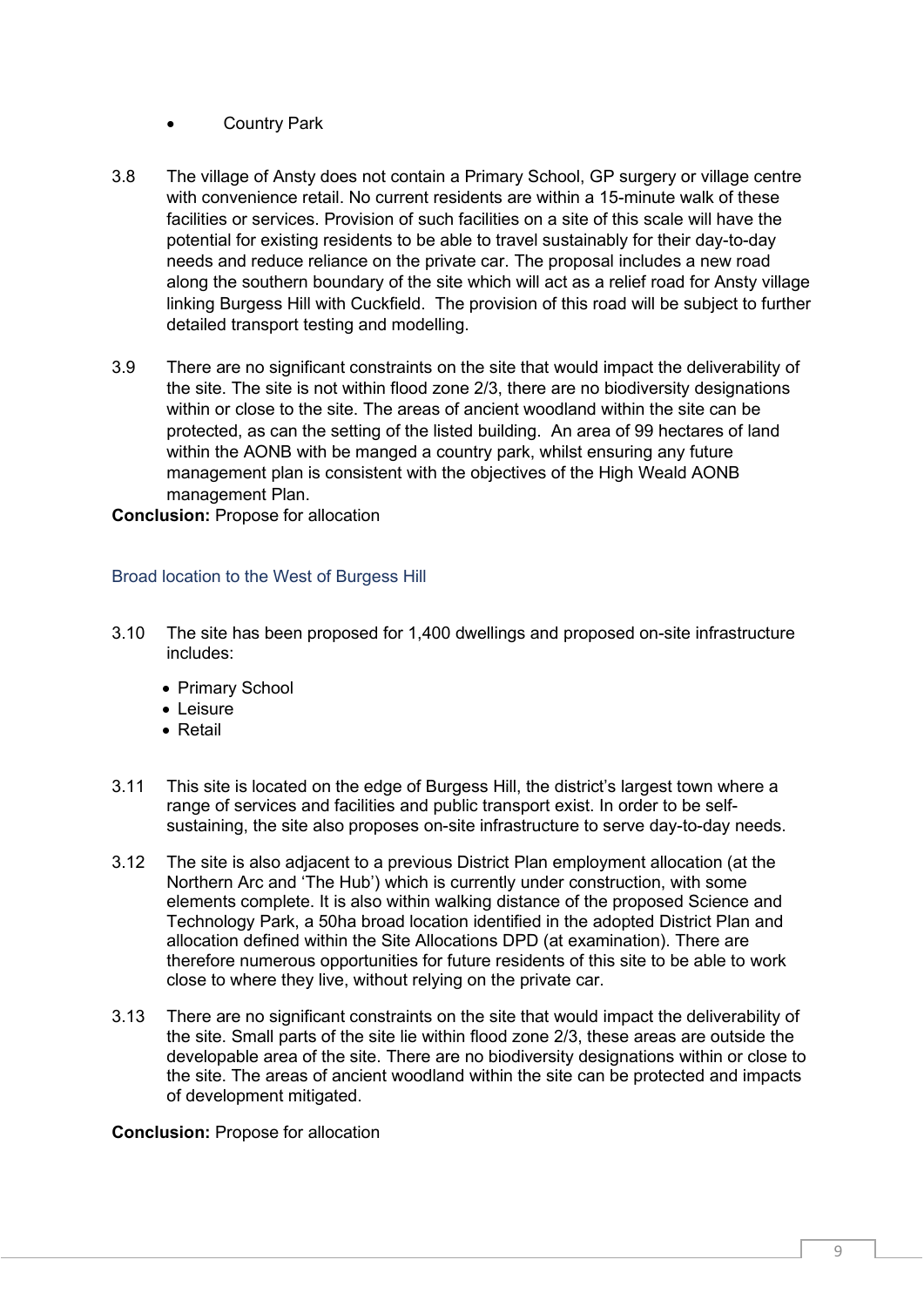- Country Park

3.8 The village of Ansty does not contain a Primary School, GP surgery or village centre with convenience retail. No current residents are within a 15-minute walk of these facilities or services. Provision of such facilities on a site of this scale will have the potential for existing residents to be able to travel sustainably for their day-to-day needs and reduce reliance on the private car. The proposal includes a new road along the southern boundary of the site which will act as a relief road for Ansty village linking Burgess Hill with Cuckfield. The provision of this road will be subject to further detailed transport testing and modelling.

3.9 There are no significant constraints on the site that would impact the deliverability of the site. The site is not within flood zone 2/3, there are no biodiversity designations within or close to the site. The areas of ancient woodland within the site can be protected, as can the setting of the listed building. An area of 99 hectares of land within the AONB with be manged a country park, whilst ensuring any future management plan is consistent with the objectives of the High Weald AONB management Plan.

**Conclusion:** Propose for allocation

### Broad location to the West of Burgess Hill

3.10 The site has been proposed for 1,400 dwellings and proposed on-site infrastructure includes:

- Primary School
- Leisure
- Retail

3.11 This site is located on the edge of Burgess Hill, the district's largest town where a range of services and facilities and public transport exist. In order to be self-sustaining, the site also proposes on-site infrastructure to serve day-to-day needs.

3.12 The site is also adjacent to a previous District Plan employment allocation (at the Northern Arc and 'The Hub') which is currently under construction, with some elements complete. It is also within walking distance of the proposed Science and Technology Park, a 50ha broad location identified in the adopted District Plan and allocation defined within the Site Allocations DPD (at examination). There are therefore numerous opportunities for future residents of this site to be able to work close to where they live, without relying on the private car.

3.13 There are no significant constraints on the site that would impact the deliverability of the site. Small parts of the site lie within flood zone 2/3, these areas are outside the developable area of the site. There are no biodiversity designations within or close to the site. The areas of ancient woodland within the site can be protected and impacts of development mitigated.

**Conclusion:** Propose for allocation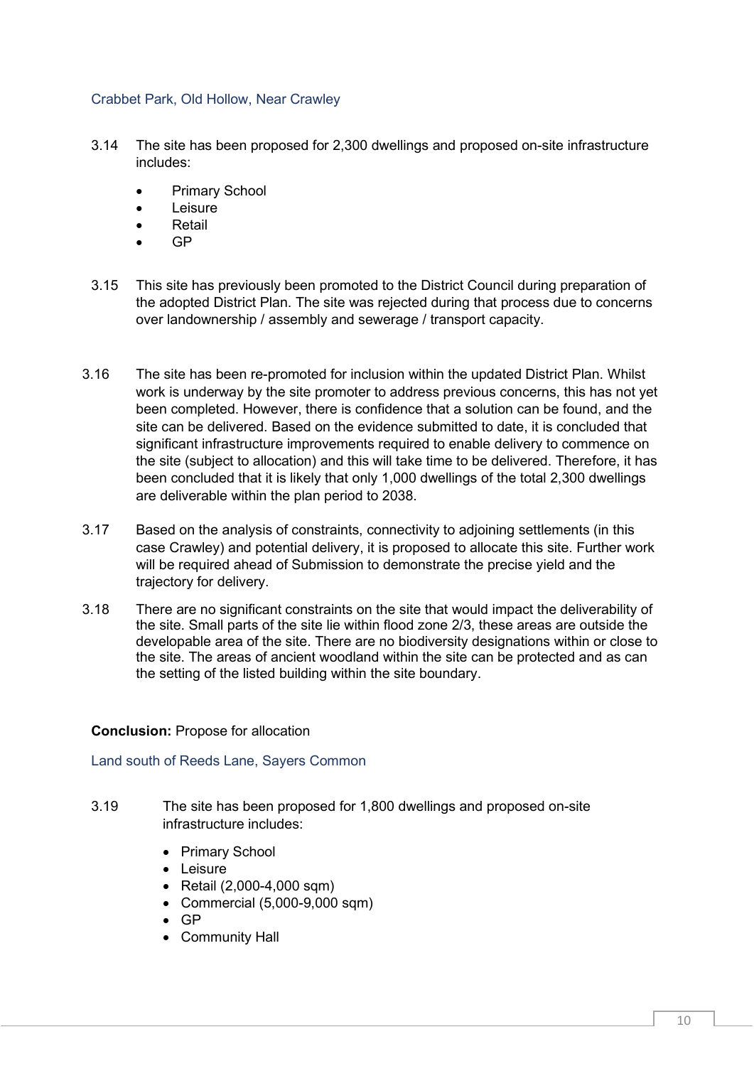### Crabbet Park, Old Hollow, Near Crawley

3.14 The site has been proposed for 2,300 dwellings and proposed on-site infrastructure includes:

- Primary School
- Leisure
- Retail
- GP

3.15 This site has previously been promoted to the District Council during preparation of the adopted District Plan. The site was rejected during that process due to concerns over landownership / assembly and sewerage / transport capacity.

3.16 The site has been re-promoted for inclusion within the updated District Plan. Whilst work is underway by the site promoter to address previous concerns, this has not yet been completed. However, there is confidence that a solution can be found, and the site can be delivered. Based on the evidence submitted to date, it is concluded that significant infrastructure improvements required to enable delivery to commence on the site (subject to allocation) and this will take time to be delivered. Therefore, it has been concluded that it is likely that only 1,000 dwellings of the total 2,300 dwellings are deliverable within the plan period to 2038.

3.17 Based on the analysis of constraints, connectivity to adjoining settlements (in this case Crawley) and potential delivery, it is proposed to allocate this site. Further work will be required ahead of Submission to demonstrate the precise yield and the trajectory for delivery.

3.18 There are no significant constraints on the site that would impact the deliverability of the site. Small parts of the site lie within flood zone 2/3, these areas are outside the developable area of the site. There are no biodiversity designations within or close to the site. The areas of ancient woodland within the site can be protected and as can the setting of the listed building within the site boundary.

**Conclusion:** Propose for allocation

### Land south of Reeds Lane, Sayers Common

3.19 The site has been proposed for 1,800 dwellings and proposed on-site infrastructure includes:

- Primary School
- Leisure
- Retail (2,000-4,000 sqm)
- Commercial (5,000-9,000 sqm)
- GP
- Community Hall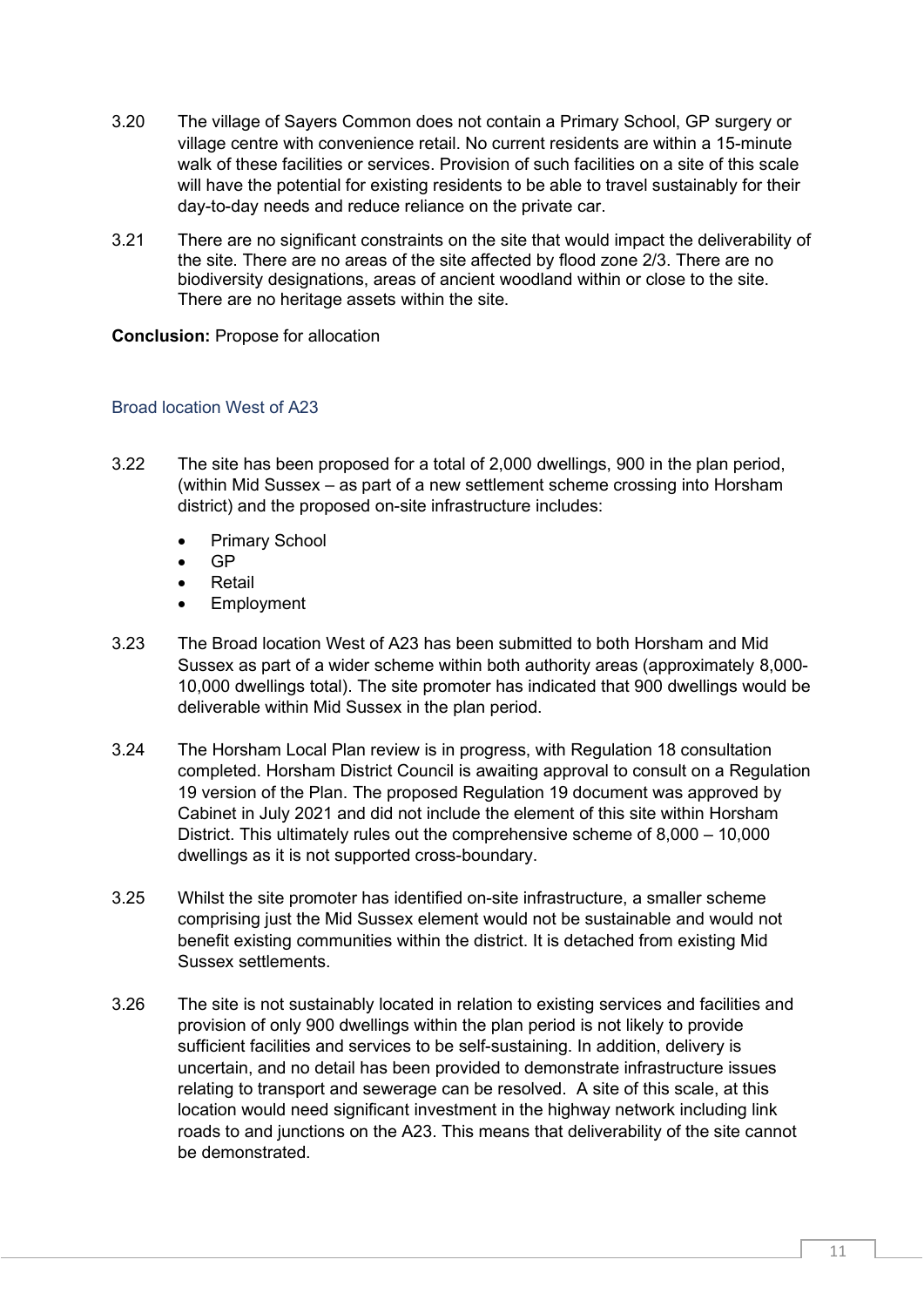3.20 The village of Sayers Common does not contain a Primary School, GP surgery or village centre with convenience retail. No current residents are within a 15-minute walk of these facilities or services. Provision of such facilities on a site of this scale will have the potential for existing residents to be able to travel sustainably for their day-to-day needs and reduce reliance on the private car.

3.21 There are no significant constraints on the site that would impact the deliverability of the site. There are no areas of the site affected by flood zone 2/3. There are no biodiversity designations, areas of ancient woodland within or close to the site. There are no heritage assets within the site.

**Conclusion:** Propose for allocation

### Broad location West of A23

3.22 The site has been proposed for a total of 2,000 dwellings, 900 in the plan period, (within Mid Sussex – as part of a new settlement scheme crossing into Horsham district) and the proposed on-site infrastructure includes:

- Primary School
- GP
- Retail
- Employment

3.23 The Broad location West of A23 has been submitted to both Horsham and Mid Sussex as part of a wider scheme within both authority areas (approximately 8,000-10,000 dwellings total). The site promoter has indicated that 900 dwellings would be deliverable within Mid Sussex in the plan period.

3.24 The Horsham Local Plan review is in progress, with Regulation 18 consultation completed. Horsham District Council is awaiting approval to consult on a Regulation 19 version of the Plan. The proposed Regulation 19 document was approved by Cabinet in July 2021 and did not include the element of this site within Horsham District. This ultimately rules out the comprehensive scheme of 8,000 – 10,000 dwellings as it is not supported cross-boundary.

3.25 Whilst the site promoter has identified on-site infrastructure, a smaller scheme comprising just the Mid Sussex element would not be sustainable and would not benefit existing communities within the district. It is detached from existing Mid Sussex settlements.

3.26 The site is not sustainably located in relation to existing services and facilities and provision of only 900 dwellings within the plan period is not likely to provide sufficient facilities and services to be self-sustaining. In addition, delivery is uncertain, and no detail has been provided to demonstrate infrastructure issues relating to transport and sewerage can be resolved. A site of this scale, at this location would need significant investment in the highway network including link roads to and junctions on the A23. This means that deliverability of the site cannot be demonstrated.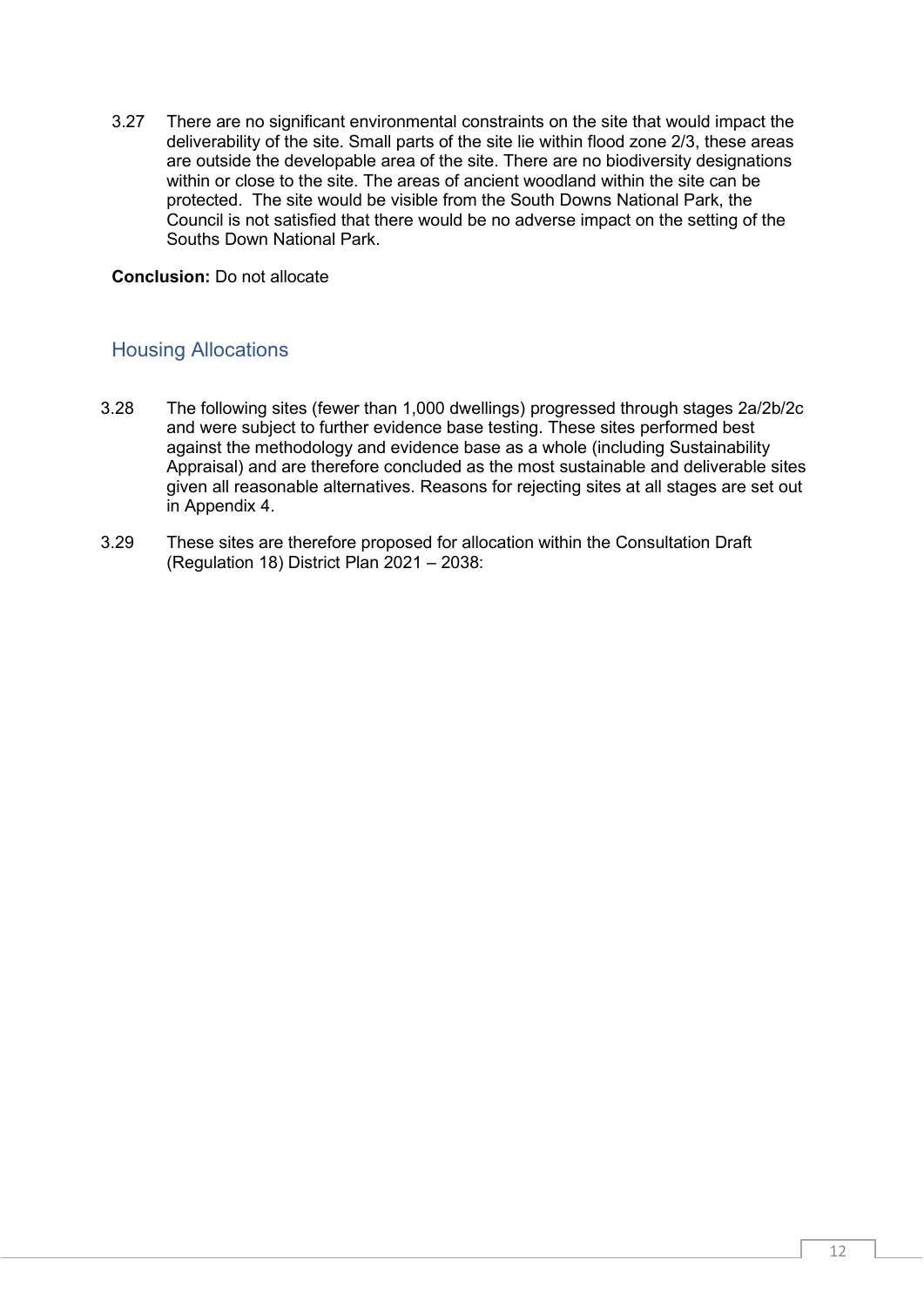3.27 There are no significant environmental constraints on the site that would impact the deliverability of the site. Small parts of the site lie within flood zone 2/3, these areas are outside the developable area of the site. There are no biodiversity designations within or close to the site. The areas of ancient woodland within the site can be protected. The site would be visible from the South Downs National Park, the Council is not satisfied that there would be no adverse impact on the setting of the Souths Down National Park.

**Conclusion:** Do not allocate

## Housing Allocations

3.28 The following sites (fewer than 1,000 dwellings) progressed through stages 2a/2b/2c and were subject to further evidence base testing. These sites performed best against the methodology and evidence base as a whole (including Sustainability Appraisal) and are therefore concluded as the most sustainable and deliverable sites given all reasonable alternatives. Reasons for rejecting sites at all stages are set out in Appendix 4.

3.29 These sites are therefore proposed for allocation within the Consultation Draft (Regulation 18) District Plan 2021 – 2038: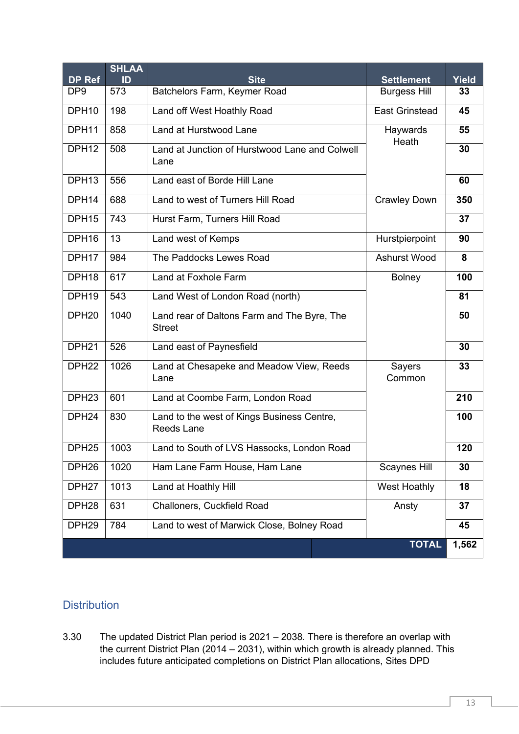| DP Ref | SHLAA ID | Site | Settlement | Yield |
|---|---|---|---|---|
| DP9 | 573 | Batchelors Farm, Keymer Road | Burgess Hill | **33** |
| DPH10 | 198 | Land off West Hoathly Road | East Grinstead | **45** |
| DPH11 | 858 | Land at Hurstwood Lane | Haywards Heath | **55** |
| DPH12 | 508 | Land at Junction of Hurstwood Lane and Colwell Lane | | **30** |
| DPH13 | 556 | Land east of Borde Hill Lane | | **60** |
| DPH14 | 688 | Land to west of Turners Hill Road | Crawley Down | **350** |
| DPH15 | 743 | Hurst Farm, Turners Hill Road | | **37** |
| DPH16 | 13 | Land west of Kemps | Hurstpierpoint | **90** |
| DPH17 | 984 | The Paddocks Lewes Road | Ashurst Wood | **8** |
| DPH18 | 617 | Land at Foxhole Farm | Bolney | **100** |
| DPH19 | 543 | Land West of London Road (north) | | **81** |
| DPH20 | 1040 | Land rear of Daltons Farm and The Byre, The Street | | **50** |
| DPH21 | 526 | Land east of Paynesfield | | **30** |
| DPH22 | 1026 | Land at Chesapeke and Meadow View, Reeds Lane | Sayers Common | **33** |
| DPH23 | 601 | Land at Coombe Farm, London Road | | **210** |
| DPH24 | 830 | Land to the west of Kings Business Centre, Reeds Lane | | **100** |
| DPH25 | 1003 | Land to South of LVS Hassocks, London Road | | **120** |
| DPH26 | 1020 | Ham Lane Farm House, Ham Lane | Scaynes Hill | **30** |
| DPH27 | 1013 | Land at Hoathly Hill | West Hoathly | **18** |
| DPH28 | 631 | Challoners, Cuckfield Road | Ansty | **37** |
| DPH29 | 784 | Land to west of Marwick Close, Bolney Road | | **45** |
| | | | **TOTAL** | **1,562** |

## Distribution

3.30 The updated District Plan period is 2021 – 2038. There is therefore an overlap with the current District Plan (2014 – 2031), within which growth is already planned. This includes future anticipated completions on District Plan allocations, Sites DPD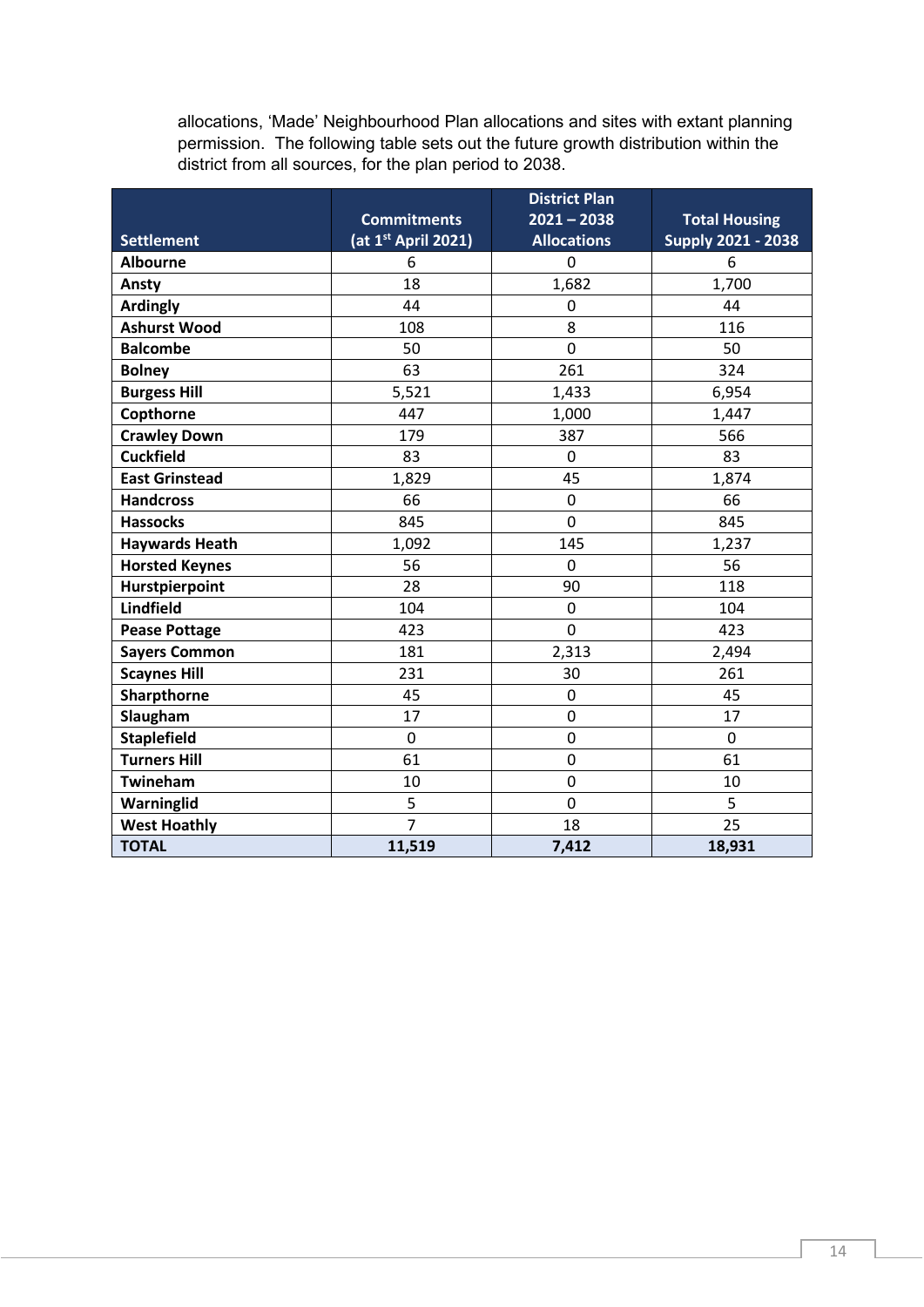allocations, 'Made' Neighbourhood Plan allocations and sites with extant planning permission. The following table sets out the future growth distribution within the district from all sources, for the plan period to 2038.

| Settlement | Commitments (at 1st April 2021) | District Plan 2021 – 2038 Allocations | Total Housing Supply 2021 - 2038 |
|---|---|---|---|
| **Albourne** | 6 | 0 | 6 |
| **Ansty** | 18 | 1,682 | 1,700 |
| **Ardingly** | 44 | 0 | 44 |
| **Ashurst Wood** | 108 | 8 | 116 |
| **Balcombe** | 50 | 0 | 50 |
| **Bolney** | 63 | 261 | 324 |
| **Burgess Hill** | 5,521 | 1,433 | 6,954 |
| **Copthorne** | 447 | 1,000 | 1,447 |
| **Crawley Down** | 179 | 387 | 566 |
| **Cuckfield** | 83 | 0 | 83 |
| **East Grinstead** | 1,829 | 45 | 1,874 |
| **Handcross** | 66 | 0 | 66 |
| **Hassocks** | 845 | 0 | 845 |
| **Haywards Heath** | 1,092 | 145 | 1,237 |
| **Horsted Keynes** | 56 | 0 | 56 |
| **Hurstpierpoint** | 28 | 90 | 118 |
| **Lindfield** | 104 | 0 | 104 |
| **Pease Pottage** | 423 | 0 | 423 |
| **Sayers Common** | 181 | 2,313 | 2,494 |
| **Scaynes Hill** | 231 | 30 | 261 |
| **Sharpthorne** | 45 | 0 | 45 |
| **Slaugham** | 17 | 0 | 17 |
| **Staplefield** | 0 | 0 | 0 |
| **Turners Hill** | 61 | 0 | 61 |
| **Twineham** | 10 | 0 | 10 |
| **Warninglid** | 5 | 0 | 5 |
| **West Hoathly** | 7 | 18 | 25 |
| **TOTAL** | **11,519** | **7,412** | **18,931** |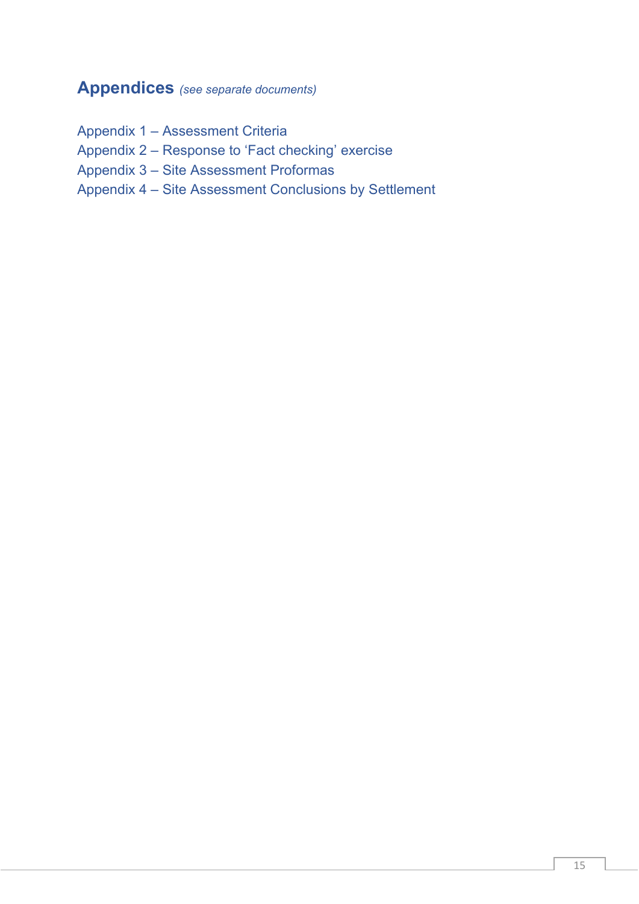## Appendices *(see separate documents)*

Appendix 1 – Assessment Criteria
Appendix 2 – Response to 'Fact checking' exercise
Appendix 3 – Site Assessment Proformas
Appendix 4 – Site Assessment Conclusions by Settlement